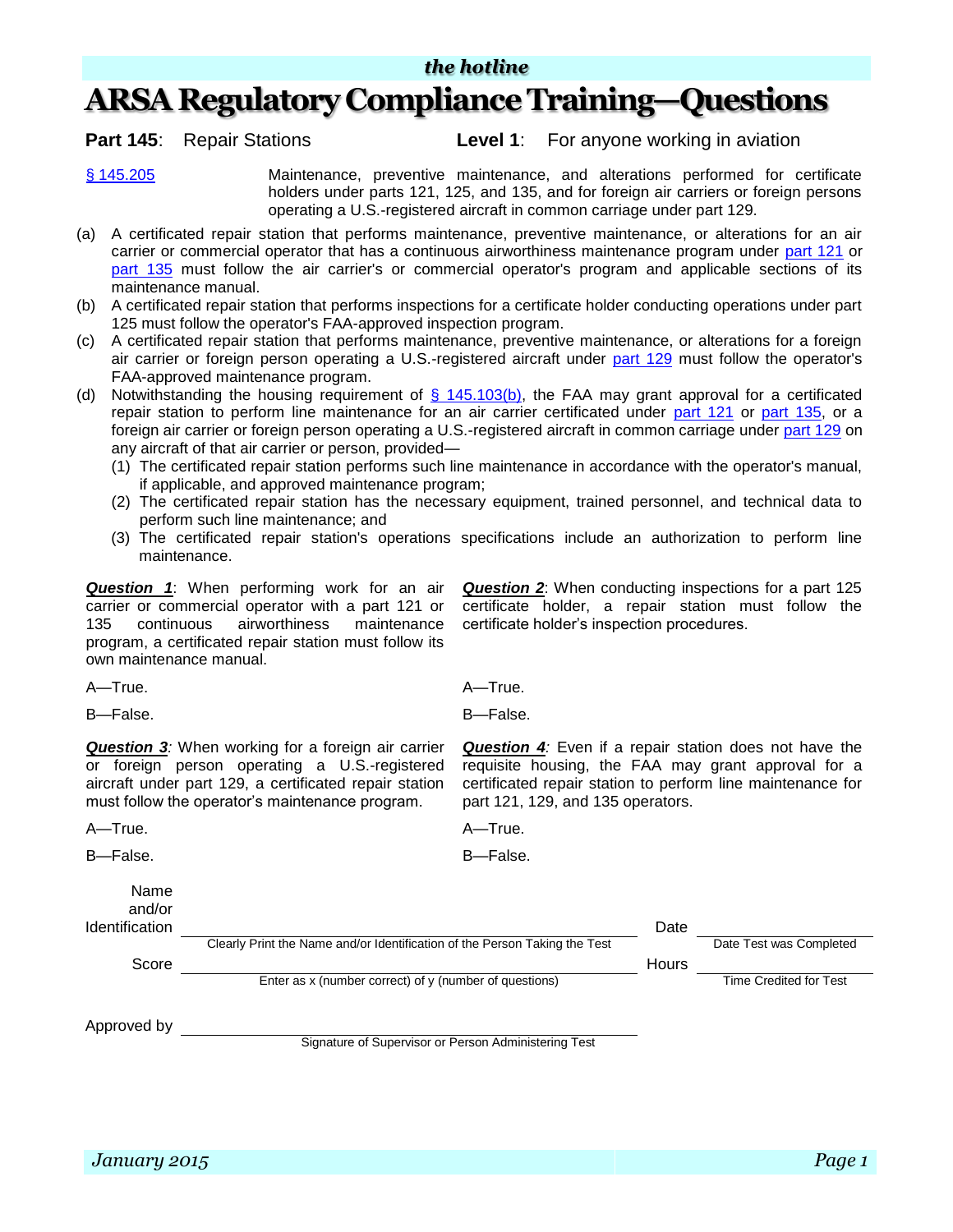# ARSA Regulatory Compliance Training—Questions

**Part 145**: Repair Stations **Level 1**: For anyone working in aviation

§ 145.205 Maintenance, preventive maintenance, and alterations performed for certificate holders under parts 121, 125, and 135, and for foreign air carriers or foreign persons operating a U.S.-registered aircraft in common carriage under part 129.

(a) A certificated repair station that performs maintenance, preventive maintenance, or alterations for an air carrier or commercial operator that has a continuous airworthiness maintenance program under part 121 or part 135 must follow the air carrier's or commercial operator's program and applicable sections of its maintenance manual.

(b) A certificated repair station that performs inspections for a certificate holder conducting operations under part 125 must follow the operator's FAA-approved inspection program.

(c) A certificated repair station that performs maintenance, preventive maintenance, or alterations for a foreign air carrier or foreign person operating a U.S.-registered aircraft under part 129 must follow the operator's FAA-approved maintenance program.

(d) Notwithstanding the housing requirement of § 145.103(b), the FAA may grant approval for a certificated repair station to perform line maintenance for an air carrier certificated under part 121 or part 135, or a foreign air carrier or foreign person operating a U.S.-registered aircraft in common carriage under part 129 on any aircraft of that air carrier or person, provided—
   (1) The certificated repair station performs such line maintenance in accordance with the operator's manual, if applicable, and approved maintenance program;
   (2) The certificated repair station has the necessary equipment, trained personnel, and technical data to perform such line maintenance; and
   (3) The certificated repair station's operations specifications include an authorization to perform line maintenance.

***Question 1***: When performing work for an air carrier or commercial operator with a part 121 or 135 continuous airworthiness maintenance program, a certificated repair station must follow its own maintenance manual.

A—True.

B—False.

***Question 2***: When conducting inspections for a part 125 certificate holder, a repair station must follow the certificate holder's inspection procedures.

A—True.

B—False.

***Question 3***: When working for a foreign air carrier or foreign person operating a U.S.-registered aircraft under part 129, a certificated repair station must follow the operator's maintenance program.

A—True.

B—False.

***Question 4***: Even if a repair station does not have the requisite housing, the FAA may grant approval for a certificated repair station to perform line maintenance for part 121, 129, and 135 operators.

A—True.

B—False.

Name and/or Identification ______________________________ Date ______________
Clearly Print the Name and/or Identification of the Person Taking the Test — Date Test was Completed

Score ______________________________ Hours ______________
Enter as x (number correct) of y (number of questions) — Time Credited for Test

Approved by ______________________________
Signature of Supervisor or Person Administering Test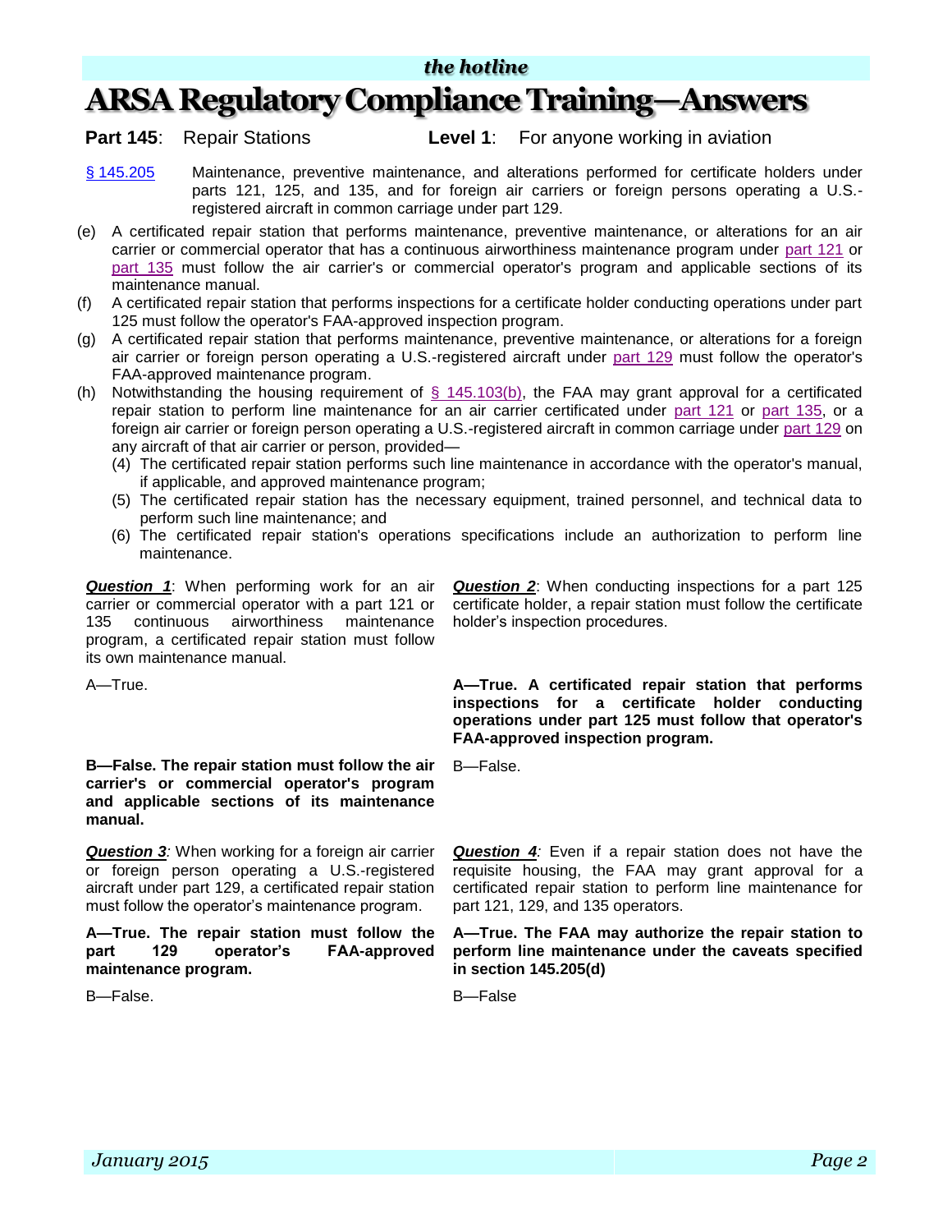*the hotline*

# ARSA Regulatory Compliance Training—Answers

**Part 145**: Repair Stations **Level 1**: For anyone working in aviation

§ 145.205 Maintenance, preventive maintenance, and alterations performed for certificate holders under parts 121, 125, and 135, and for foreign air carriers or foreign persons operating a U.S.-registered aircraft in common carriage under part 129.

(e) A certificated repair station that performs maintenance, preventive maintenance, or alterations for an air carrier or commercial operator that has a continuous airworthiness maintenance program under part 121 or part 135 must follow the air carrier's or commercial operator's program and applicable sections of its maintenance manual.

(f) A certificated repair station that performs inspections for a certificate holder conducting operations under part 125 must follow the operator's FAA-approved inspection program.

(g) A certificated repair station that performs maintenance, preventive maintenance, or alterations for a foreign air carrier or foreign person operating a U.S.-registered aircraft under part 129 must follow the operator's FAA-approved maintenance program.

(h) Notwithstanding the housing requirement of § 145.103(b), the FAA may grant approval for a certificated repair station to perform line maintenance for an air carrier certificated under part 121 or part 135, or a foreign air carrier or foreign person operating a U.S.-registered aircraft in common carriage under part 129 on any aircraft of that air carrier or person, provided—

(4) The certificated repair station performs such line maintenance in accordance with the operator's manual, if applicable, and approved maintenance program;

(5) The certificated repair station has the necessary equipment, trained personnel, and technical data to perform such line maintenance; and

(6) The certificated repair station's operations specifications include an authorization to perform line maintenance.

***Question 1***: When performing work for an air carrier or commercial operator with a part 121 or 135 continuous airworthiness maintenance program, a certificated repair station must follow its own maintenance manual.

A—True.

**B—False. The repair station must follow the air carrier's or commercial operator's program and applicable sections of its maintenance manual.**

***Question 2***: When conducting inspections for a part 125 certificate holder, a repair station must follow the certificate holder's inspection procedures.

**A—True. A certificated repair station that performs inspections for a certificate holder conducting operations under part 125 must follow that operator's FAA-approved inspection program.**

B—False.

***Question 3***: When working for a foreign air carrier or foreign person operating a U.S.-registered aircraft under part 129, a certificated repair station must follow the operator's maintenance program.

**A—True. The repair station must follow the part 129 operator's FAA-approved maintenance program.**

B—False.

***Question 4***: Even if a repair station does not have the requisite housing, the FAA may grant approval for a certificated repair station to perform line maintenance for part 121, 129, and 135 operators.

**A—True. The FAA may authorize the repair station to perform line maintenance under the caveats specified in section 145.205(d)**

B—False